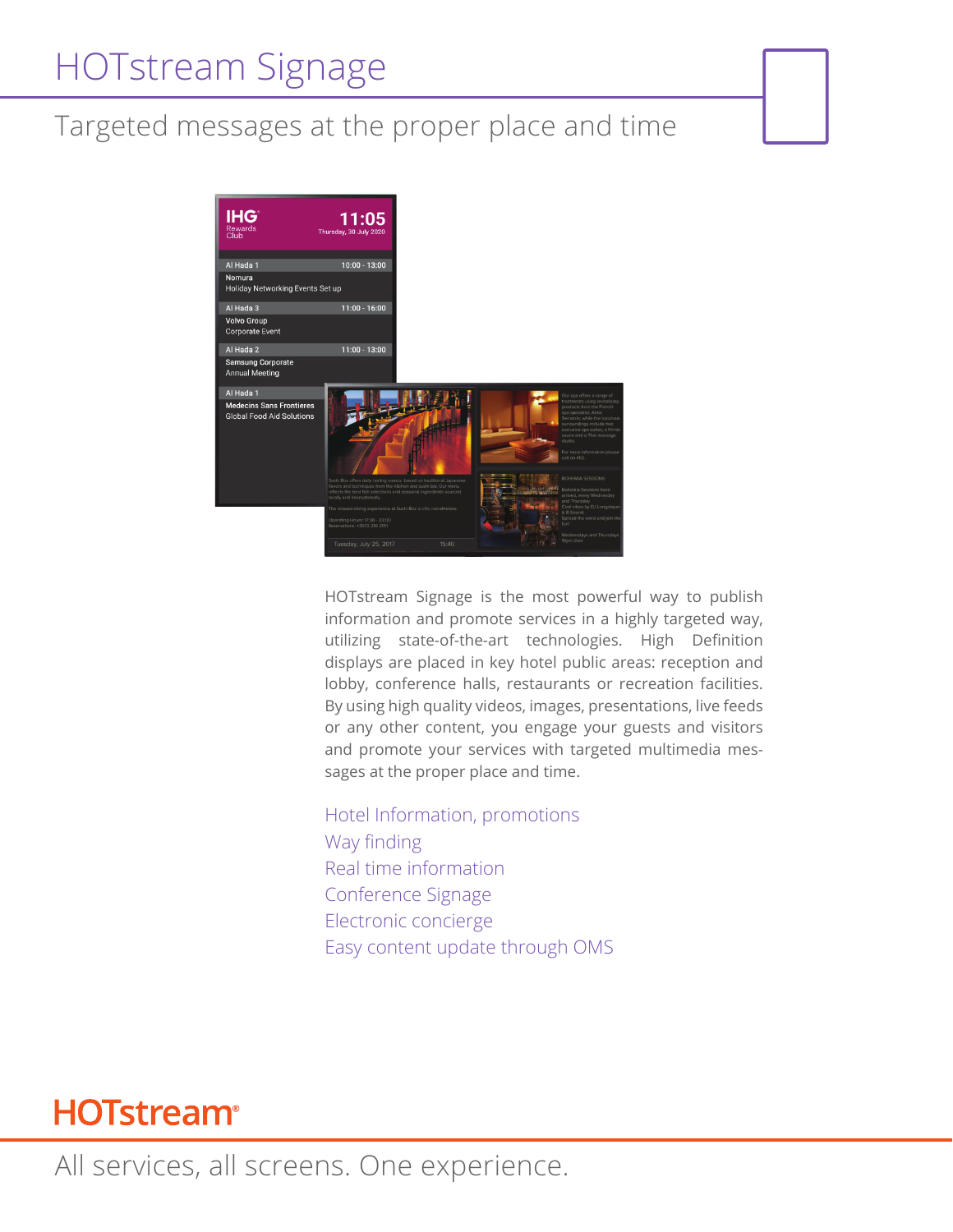# HOTstream Signage

## Targeted messages at the proper place and time

HOTstream Signage is the most powerful way to publish information and promote services in a highly targeted way, utilizing state-of-the-art technologies. High Definition displays are placed in key hotel public areas: reception and lobby, conference halls, restaurants or recreation facilities. By using high quality videos, images, presentations, live feeds or any other content, you engage your guests and visitors and promote your services with targeted multimedia messages at the proper place and time.

- Hotel Information, promotions
- Way finding
- Real time information
- Conference Signage
- Electronic concierge
- Easy content update through OMS

**HOTstream®**

All services, all screens. One experience.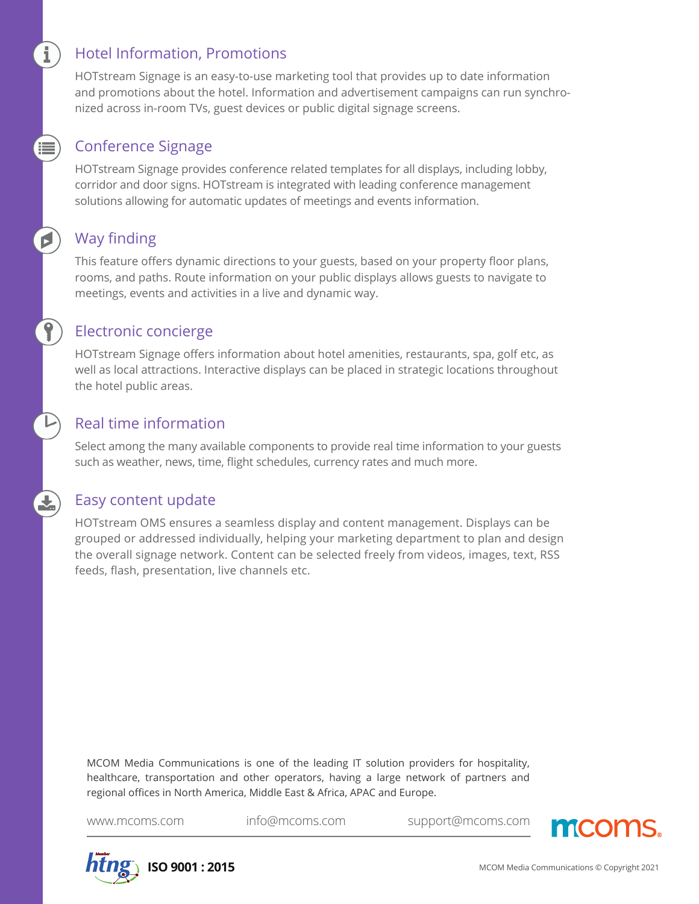## Hotel Information, Promotions

HOTstream Signage is an easy-to-use marketing tool that provides up to date information and promotions about the hotel. Information and advertisement campaigns can run synchronized across in-room TVs, guest devices or public digital signage screens.

## Conference Signage

HOTstream Signage provides conference related templates for all displays, including lobby, corridor and door signs. HOTstream is integrated with leading conference management solutions allowing for automatic updates of meetings and events information.

## Way finding

This feature offers dynamic directions to your guests, based on your property floor plans, rooms, and paths. Route information on your public displays allows guests to navigate to meetings, events and activities in a live and dynamic way.

## Electronic concierge

HOTstream Signage offers information about hotel amenities, restaurants, spa, golf etc, as well as local attractions. Interactive displays can be placed in strategic locations throughout the hotel public areas.

## Real time information

Select among the many available components to provide real time information to your guests such as weather, news, time, flight schedules, currency rates and much more.

## Easy content update

HOTstream OMS ensures a seamless display and content management. Displays can be grouped or addressed individually, helping your marketing department to plan and design the overall signage network. Content can be selected freely from videos, images, text, RSS feeds, flash, presentation, live channels etc.

MCOM Media Communications is one of the leading IT solution providers for hospitality, healthcare, transportation and other operators, having a large network of partners and regional offices in North America, Middle East & Africa, APAC and Europe.

www.mcoms.com info@mcoms.com support@mcoms.com

mcoms

**ISO 9001 : 2015**

MCOM Media Communications © Copyright 2021